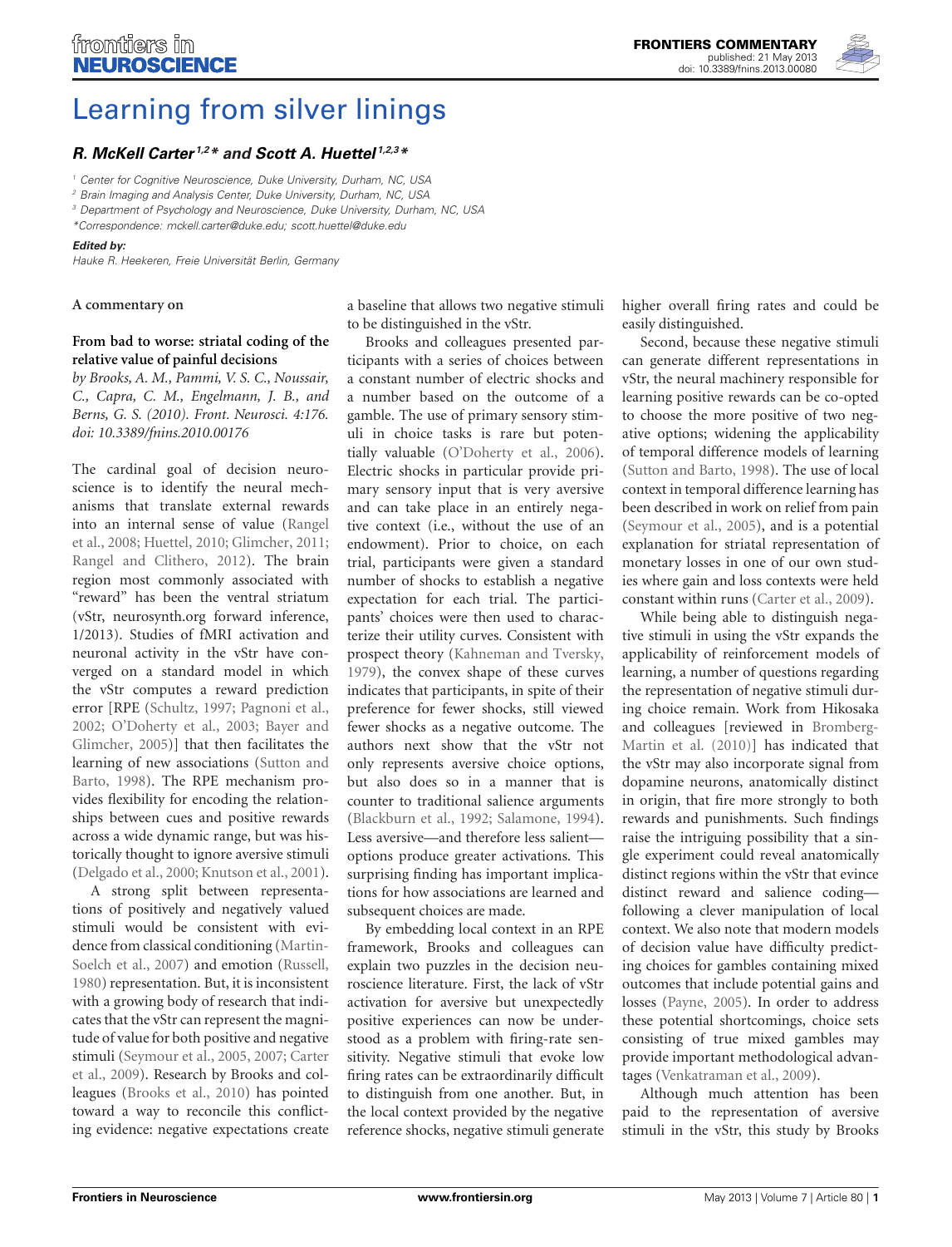# Learning from silver linings

***R. McKell Carter*** [1,2] ***\**** ***and Scott A. Huettel*** [1,2,3] ***\****

[1] Center for Cognitive Neuroscience, Duke University, Durham, NC, USA

[2] Brain Imaging and Analysis Center, Duke University, Durham, NC, USA

[3] Department of Psychology and Neuroscience, Duke University, Durham, NC, USA

*Correspondence: mckell.carter@duke.edu; scott.huettel@duke.edu

**Edited by:**

Hauke R. Heekeren, Freie Universität Berlin, Germany

**A commentary on**

**From bad to worse: striatal coding of the relative value of painful decisions**

*by Brooks, A. M., Pammi, V. S. C., Noussair, C., Capra, C. M., Engelmann, J. B., and Berns, G. S. (2010). Front. Neurosci. 4:176. doi: 10.3389/fnins.2010.00176*

The cardinal goal of decision neuroscience is to identify the neural mechanisms that translate external rewards into an internal sense of value (Rangel et al., 2008; Huettel, 2010; Glimcher, 2011; Rangel and Clithero, 2012). The brain region most commonly associated with "reward" has been the ventral striatum (vStr, neurosynth.org forward inference, 1/2013). Studies of fMRI activation and neuronal activity in the vStr have converged on a standard model in which the vStr computes a reward prediction error [RPE (Schultz, 1997; Pagnoni et al., 2002; O'Doherty et al., 2003; Bayer and Glimcher, 2005)] that then facilitates the learning of new associations (Sutton and Barto, 1998). The RPE mechanism provides flexibility for encoding the relationships between cues and positive rewards across a wide dynamic range, but was historically thought to ignore aversive stimuli (Delgado et al., 2000; Knutson et al., 2001).

A strong split between representations of positively and negatively valued stimuli would be consistent with evidence from classical conditioning (Martin-Soelch et al., 2007) and emotion (Russell, 1980) representation. But, it is inconsistent with a growing body of research that indicates that the vStr can represent the magnitude of value for both positive and negative stimuli (Seymour et al., 2005, 2007; Carter et al., 2009). Research by Brooks and colleagues (Brooks et al., 2010) has pointed toward a way to reconcile this conflicting evidence: negative expectations create a baseline that allows two negative stimuli to be distinguished in the vStr.

Brooks and colleagues presented participants with a series of choices between a constant number of electric shocks and a number based on the outcome of a gamble. The use of primary sensory stimuli in choice tasks is rare but potentially valuable (O'Doherty et al., 2006). Electric shocks in particular provide primary sensory input that is very aversive and can take place in an entirely negative context (i.e., without the use of an endowment). Prior to choice, on each trial, participants were given a standard number of shocks to establish a negative expectation for each trial. The participants' choices were then used to characterize their utility curves. Consistent with prospect theory (Kahneman and Tversky, 1979), the convex shape of these curves indicates that participants, in spite of their preference for fewer shocks, still viewed fewer shocks as a negative outcome. The authors next show that the vStr not only represents aversive choice options, but also does so in a manner that is counter to traditional salience arguments (Blackburn et al., 1992; Salamone, 1994). Less aversive—and therefore less salient—options produce greater activations. This surprising finding has important implications for how associations are learned and subsequent choices are made.

By embedding local context in an RPE framework, Brooks and colleagues can explain two puzzles in the decision neuroscience literature. First, the lack of vStr activation for aversive but unexpectedly positive experiences can now be understood as a problem with firing-rate sensitivity. Negative stimuli that evoke low firing rates can be extraordinarily difficult to distinguish from one another. But, in the local context provided by the negative reference shocks, negative stimuli generate higher overall firing rates and could be easily distinguished.

Second, because these negative stimuli can generate different representations in vStr, the neural machinery responsible for learning positive rewards can be co-opted to choose the more positive of two negative options; widening the applicability of temporal difference models of learning (Sutton and Barto, 1998). The use of local context in temporal difference learning has been described in work on relief from pain (Seymour et al., 2005), and is a potential explanation for striatal representation of monetary losses in one of our own studies where gain and loss contexts were held constant within runs (Carter et al., 2009).

While being able to distinguish negative stimuli in using the vStr expands the applicability of reinforcement models of learning, a number of questions regarding the representation of negative stimuli during choice remain. Work from Hikosaka and colleagues [reviewed in Bromberg-Martin et al. (2010)] has indicated that the vStr may also incorporate signal from dopamine neurons, anatomically distinct in origin, that fire more strongly to both rewards and punishments. Such findings raise the intriguing possibility that a single experiment could reveal anatomically distinct regions within the vStr that evince distinct reward and salience coding—following a clever manipulation of local context. We also note that modern models of decision value have difficulty predicting choices for gambles containing mixed outcomes that include potential gains and losses (Payne, 2005). In order to address these potential shortcomings, choice sets consisting of true mixed gambles may provide important methodological advantages (Venkatraman et al., 2009).

Although much attention has been paid to the representation of aversive stimuli in the vStr, this study by Brooks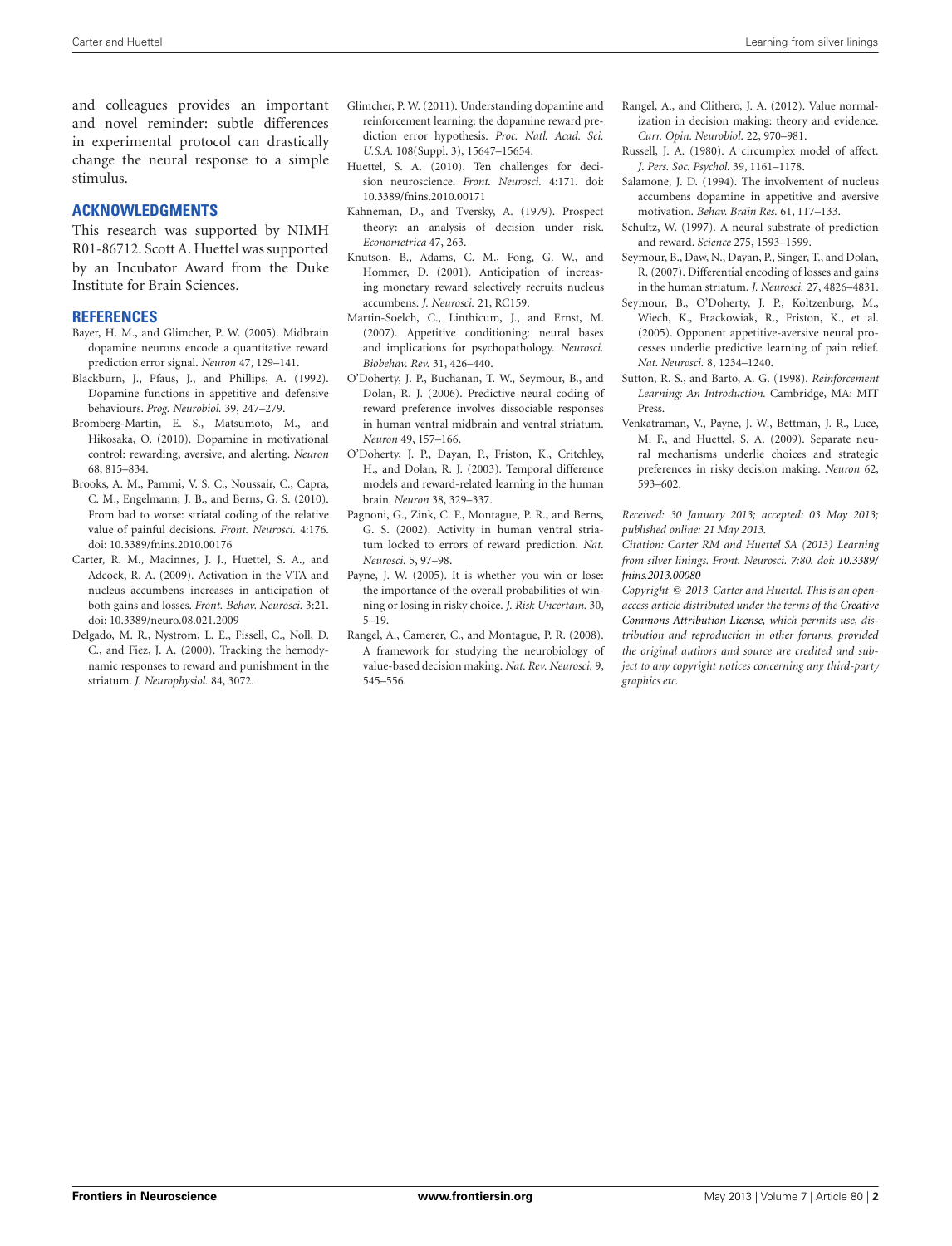and colleagues provides an important and novel reminder: subtle differences in experimental protocol can drastically change the neural response to a simple stimulus.

## ACKNOWLEDGMENTS

This research was supported by NIMH R01-86712. Scott A. Huettel was supported by an Incubator Award from the Duke Institute for Brain Sciences.

## REFERENCES

Bayer, H. M., and Glimcher, P. W. (2005). Midbrain dopamine neurons encode a quantitative reward prediction error signal. *Neuron* 47, 129–141.

Blackburn, J., Pfaus, J., and Phillips, A. (1992). Dopamine functions in appetitive and defensive behaviours. *Prog. Neurobiol.* 39, 247–279.

Bromberg-Martin, E. S., Matsumoto, M., and Hikosaka, O. (2010). Dopamine in motivational control: rewarding, aversive, and alerting. *Neuron* 68, 815–834.

Brooks, A. M., Pammi, V. S. C., Noussair, C., Capra, C. M., Engelmann, J. B., and Berns, G. S. (2010). From bad to worse: striatal coding of the relative value of painful decisions. *Front. Neurosci.* 4:176. doi: 10.3389/fnins.2010.00176

Carter, R. M., Macinnes, J. J., Huettel, S. A., and Adcock, R. A. (2009). Activation in the VTA and nucleus accumbens increases in anticipation of both gains and losses. *Front. Behav. Neurosci.* 3:21. doi: 10.3389/neuro.08.021.2009

Delgado, M. R., Nystrom, L. E., Fissell, C., Noll, D. C., and Fiez, J. A. (2000). Tracking the hemodynamic responses to reward and punishment in the striatum. *J. Neurophysiol.* 84, 3072.

Glimcher, P. W. (2011). Understanding dopamine and reinforcement learning: the dopamine reward prediction error hypothesis. *Proc. Natl. Acad. Sci. U.S.A.* 108(Suppl. 3), 15647–15654.

Huettel, S. A. (2010). Ten challenges for decision neuroscience. *Front. Neurosci.* 4:171. doi: 10.3389/fnins.2010.00171

Kahneman, D., and Tversky, A. (1979). Prospect theory: an analysis of decision under risk. *Econometrica* 47, 263.

Knutson, B., Adams, C. M., Fong, G. W., and Hommer, D. (2001). Anticipation of increasing monetary reward selectively recruits nucleus accumbens. *J. Neurosci.* 21, RC159.

Martin-Soelch, C., Linthicum, J., and Ernst, M. (2007). Appetitive conditioning: neural bases and implications for psychopathology. *Neurosci. Biobehav. Rev.* 31, 426–440.

O'Doherty, J. P., Buchanan, T. W., Seymour, B., and Dolan, R. J. (2006). Predictive neural coding of reward preference involves dissociable responses in human ventral midbrain and ventral striatum. *Neuron* 49, 157–166.

O'Doherty, J. P., Dayan, P., Friston, K., Critchley, H., and Dolan, R. J. (2003). Temporal difference models and reward-related learning in the human brain. *Neuron* 38, 329–337.

Pagnoni, G., Zink, C. F., Montague, P. R., and Berns, G. S. (2002). Activity in human ventral striatum locked to errors of reward prediction. *Nat. Neurosci.* 5, 97–98.

Payne, J. W. (2005). It is whether you win or lose: the importance of the overall probabilities of winning or losing in risky choice. *J. Risk Uncertain.* 30, 5–19.

Rangel, A., Camerer, C., and Montague, P. R. (2008). A framework for studying the neurobiology of value-based decision making. *Nat. Rev. Neurosci.* 9, 545–556.

Rangel, A., and Clithero, J. A. (2012). Value normalization in decision making: theory and evidence. *Curr. Opin. Neurobiol.* 22, 970–981.

Russell, J. A. (1980). A circumplex model of affect. *J. Pers. Soc. Psychol.* 39, 1161–1178.

Salamone, J. D. (1994). The involvement of nucleus accumbens dopamine in appetitive and aversive motivation. *Behav. Brain Res.* 61, 117–133.

Schultz, W. (1997). A neural substrate of prediction and reward. *Science* 275, 1593–1599.

Seymour, B., Daw, N., Dayan, P., Singer, T., and Dolan, R. (2007). Differential encoding of losses and gains in the human striatum. *J. Neurosci.* 27, 4826–4831.

Seymour, B., O'Doherty, J. P., Koltzenburg, M., Wiech, K., Frackowiak, R., Friston, K., et al. (2005). Opponent appetitive-aversive neural processes underlie predictive learning of pain relief. *Nat. Neurosci.* 8, 1234–1240.

Sutton, R. S., and Barto, A. G. (1998). *Reinforcement Learning: An Introduction.* Cambridge, MA: MIT Press.

Venkatraman, V., Payne, J. W., Bettman, J. R., Luce, M. F., and Huettel, S. A. (2009). Separate neural mechanisms underlie choices and strategic preferences in risky decision making. *Neuron* 62, 593–602.

*Received: 30 January 2013; accepted: 03 May 2013; published online: 21 May 2013.*

*Citation: Carter RM and Huettel SA (2013) Learning from silver linings. Front. Neurosci.* **7**:80. *doi: 10.3389/fnins.2013.00080*

*Copyright © 2013 Carter and Huettel. This is an open-access article distributed under the terms of the Creative Commons Attribution License, which permits use, distribution and reproduction in other forums, provided the original authors and source are credited and subject to any copyright notices concerning any third-party graphics etc.*